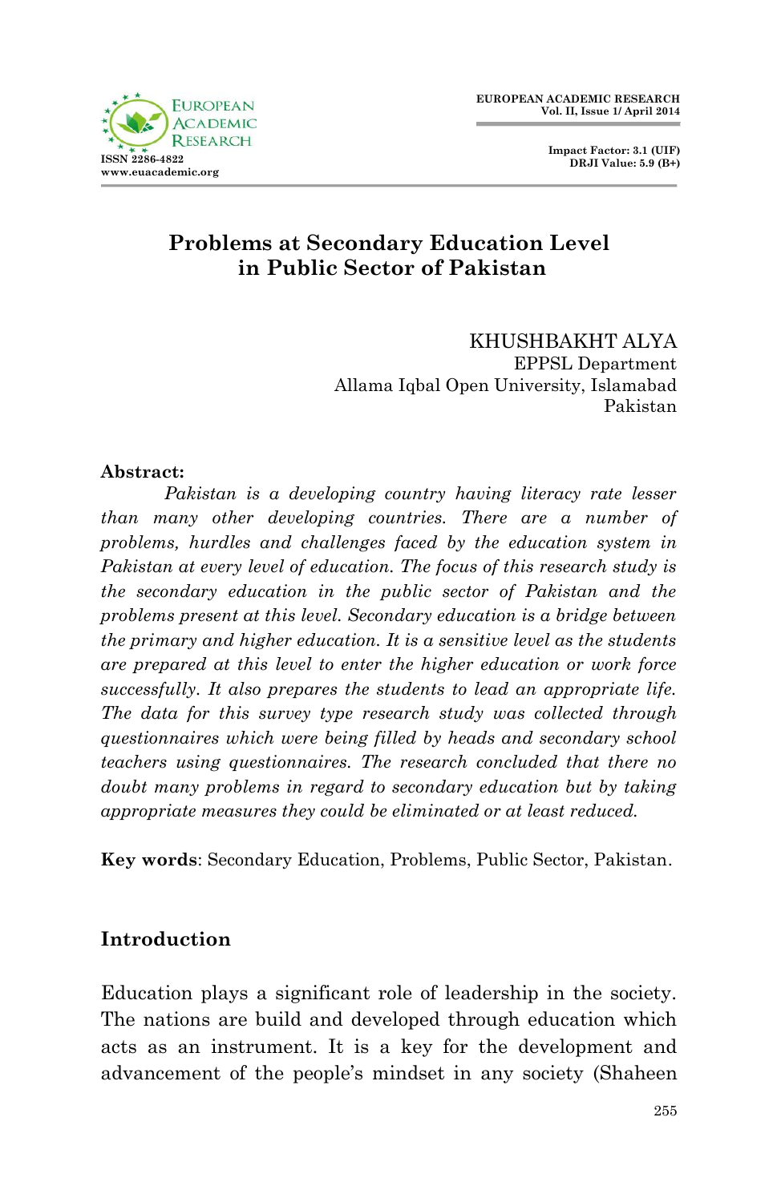# Problems at Secondary Education Level in Public Sector of Pakistan

KHUSHBAKHT ALYA
EPPSL Department
Allama Iqbal Open University, Islamabad
Pakistan

**Abstract:**

*Pakistan is a developing country having literacy rate lesser than many other developing countries. There are a number of problems, hurdles and challenges faced by the education system in Pakistan at every level of education. The focus of this research study is the secondary education in the public sector of Pakistan and the problems present at this level. Secondary education is a bridge between the primary and higher education. It is a sensitive level as the students are prepared at this level to enter the higher education or work force successfully. It also prepares the students to lead an appropriate life. The data for this survey type research study was collected through questionnaires which were being filled by heads and secondary school teachers using questionnaires. The research concluded that there no doubt many problems in regard to secondary education but by taking appropriate measures they could be eliminated or at least reduced.*

**Key words**: Secondary Education, Problems, Public Sector, Pakistan.

## Introduction

Education plays a significant role of leadership in the society. The nations are build and developed through education which acts as an instrument. It is a key for the development and advancement of the people's mindset in any society (Shaheen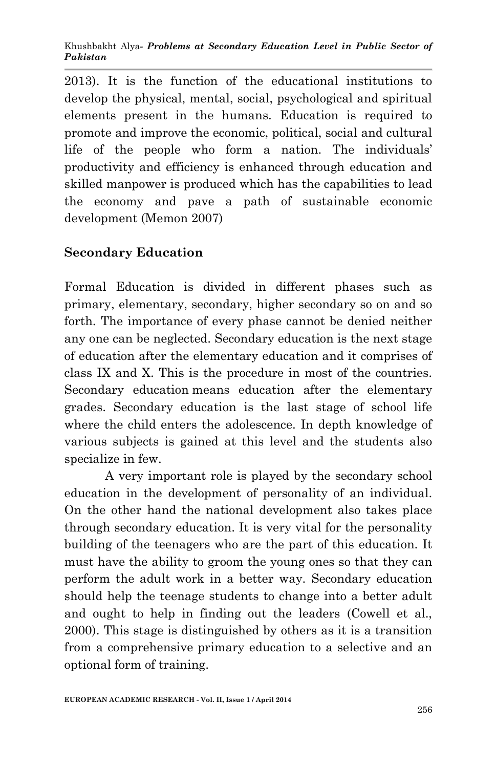2013). It is the function of the educational institutions to develop the physical, mental, social, psychological and spiritual elements present in the humans. Education is required to promote and improve the economic, political, social and cultural life of the people who form a nation. The individuals' productivity and efficiency is enhanced through education and skilled manpower is produced which has the capabilities to lead the economy and pave a path of sustainable economic development (Memon 2007)

## Secondary Education

Formal Education is divided in different phases such as primary, elementary, secondary, higher secondary so on and so forth. The importance of every phase cannot be denied neither any one can be neglected. Secondary education is the next stage of education after the elementary education and it comprises of class IX and X. This is the procedure in most of the countries. Secondary education means education after the elementary grades. Secondary education is the last stage of school life where the child enters the adolescence. In depth knowledge of various subjects is gained at this level and the students also specialize in few.

A very important role is played by the secondary school education in the development of personality of an individual. On the other hand the national development also takes place through secondary education. It is very vital for the personality building of the teenagers who are the part of this education. It must have the ability to groom the young ones so that they can perform the adult work in a better way. Secondary education should help the teenage students to change into a better adult and ought to help in finding out the leaders (Cowell et al., 2000). This stage is distinguished by others as it is a transition from a comprehensive primary education to a selective and an optional form of training.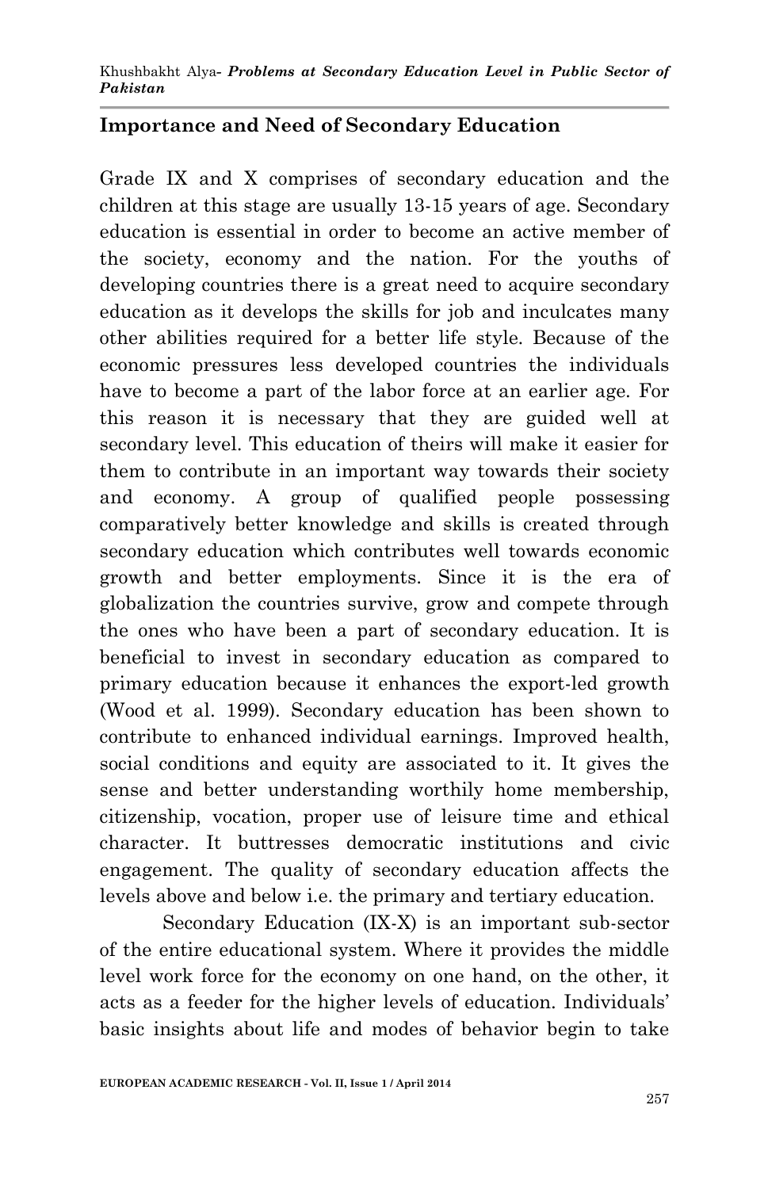## Importance and Need of Secondary Education

Grade IX and X comprises of secondary education and the children at this stage are usually 13-15 years of age. Secondary education is essential in order to become an active member of the society, economy and the nation. For the youths of developing countries there is a great need to acquire secondary education as it develops the skills for job and inculcates many other abilities required for a better life style. Because of the economic pressures less developed countries the individuals have to become a part of the labor force at an earlier age. For this reason it is necessary that they are guided well at secondary level. This education of theirs will make it easier for them to contribute in an important way towards their society and economy. A group of qualified people possessing comparatively better knowledge and skills is created through secondary education which contributes well towards economic growth and better employments. Since it is the era of globalization the countries survive, grow and compete through the ones who have been a part of secondary education. It is beneficial to invest in secondary education as compared to primary education because it enhances the export-led growth (Wood et al. 1999). Secondary education has been shown to contribute to enhanced individual earnings. Improved health, social conditions and equity are associated to it. It gives the sense and better understanding worthily home membership, citizenship, vocation, proper use of leisure time and ethical character. It buttresses democratic institutions and civic engagement. The quality of secondary education affects the levels above and below i.e. the primary and tertiary education.

Secondary Education (IX-X) is an important sub-sector of the entire educational system. Where it provides the middle level work force for the economy on one hand, on the other, it acts as a feeder for the higher levels of education. Individuals' basic insights about life and modes of behavior begin to take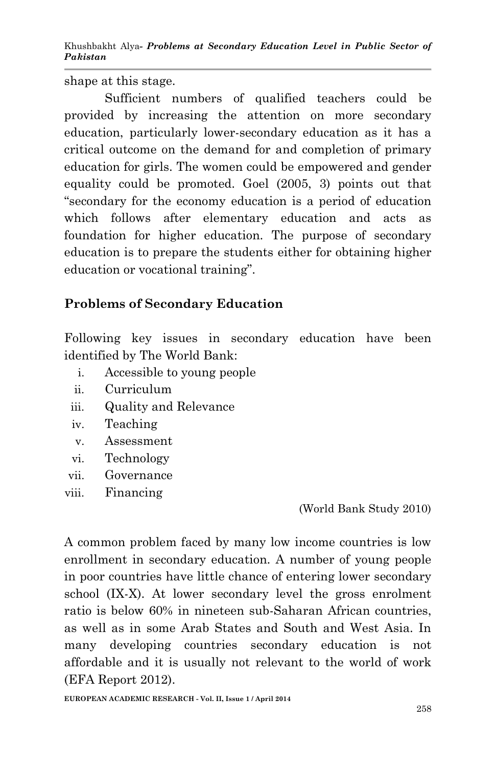shape at this stage.

Sufficient numbers of qualified teachers could be provided by increasing the attention on more secondary education, particularly lower-secondary education as it has a critical outcome on the demand for and completion of primary education for girls. The women could be empowered and gender equality could be promoted. Goel (2005, 3) points out that "secondary for the economy education is a period of education which follows after elementary education and acts as foundation for higher education. The purpose of secondary education is to prepare the students either for obtaining higher education or vocational training".

## Problems of Secondary Education

Following key issues in secondary education have been identified by The World Bank:

i. Accessible to young people
ii. Curriculum
iii. Quality and Relevance
iv. Teaching
v. Assessment
vi. Technology
vii. Governance
viii. Financing

(World Bank Study 2010)

A common problem faced by many low income countries is low enrollment in secondary education. A number of young people in poor countries have little chance of entering lower secondary school (IX-X). At lower secondary level the gross enrolment ratio is below 60% in nineteen sub-Saharan African countries, as well as in some Arab States and South and West Asia. In many developing countries secondary education is not affordable and it is usually not relevant to the world of work (EFA Report 2012).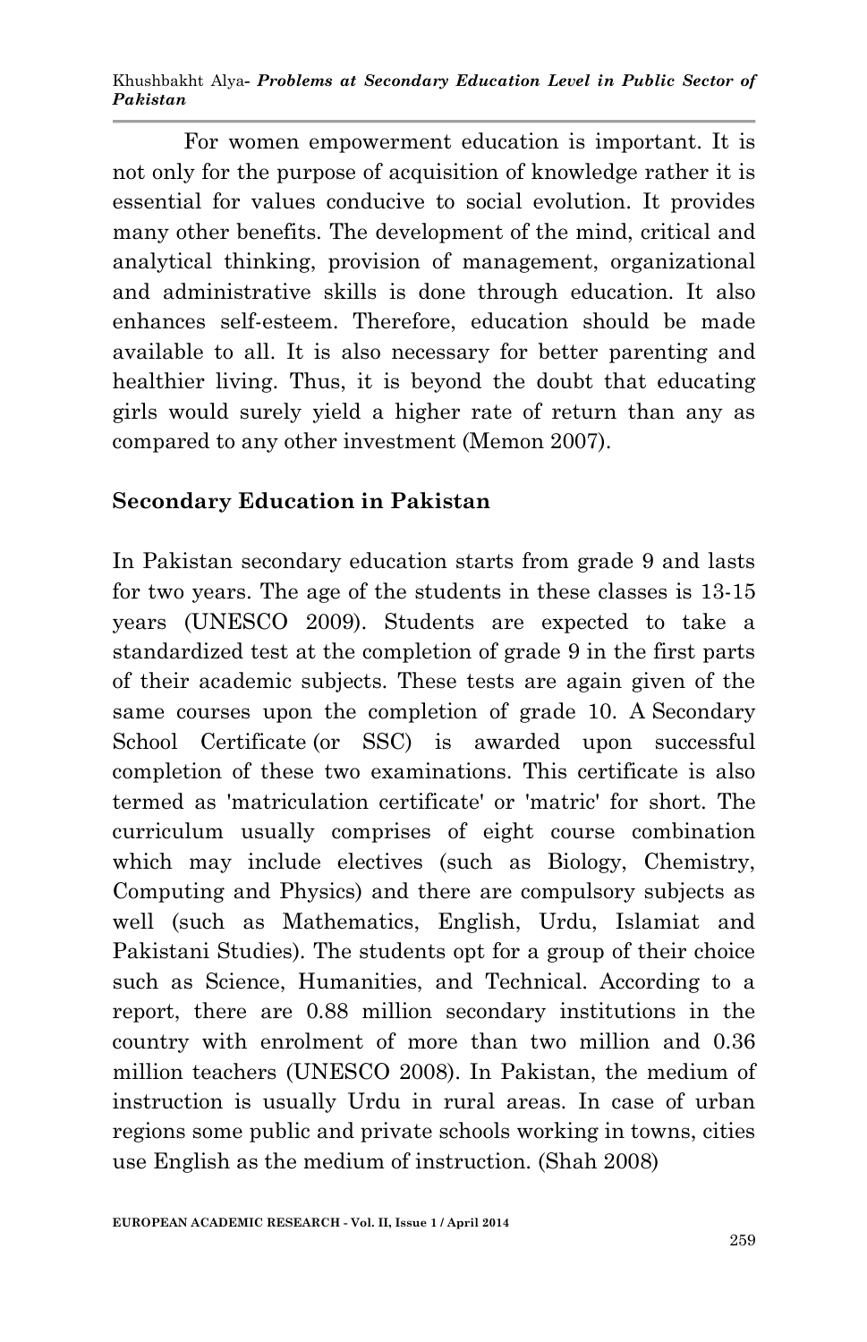For women empowerment education is important. It is not only for the purpose of acquisition of knowledge rather it is essential for values conducive to social evolution. It provides many other benefits. The development of the mind, critical and analytical thinking, provision of management, organizational and administrative skills is done through education. It also enhances self-esteem. Therefore, education should be made available to all. It is also necessary for better parenting and healthier living. Thus, it is beyond the doubt that educating girls would surely yield a higher rate of return than any as compared to any other investment (Memon 2007).

## Secondary Education in Pakistan

In Pakistan secondary education starts from grade 9 and lasts for two years. The age of the students in these classes is 13-15 years (UNESCO 2009). Students are expected to take a standardized test at the completion of grade 9 in the first parts of their academic subjects. These tests are again given of the same courses upon the completion of grade 10. A Secondary School Certificate (or SSC) is awarded upon successful completion of these two examinations. This certificate is also termed as 'matriculation certificate' or 'matric' for short. The curriculum usually comprises of eight course combination which may include electives (such as Biology, Chemistry, Computing and Physics) and there are compulsory subjects as well (such as Mathematics, English, Urdu, Islamiat and Pakistani Studies). The students opt for a group of their choice such as Science, Humanities, and Technical. According to a report, there are 0.88 million secondary institutions in the country with enrolment of more than two million and 0.36 million teachers (UNESCO 2008). In Pakistan, the medium of instruction is usually Urdu in rural areas. In case of urban regions some public and private schools working in towns, cities use English as the medium of instruction. (Shah 2008)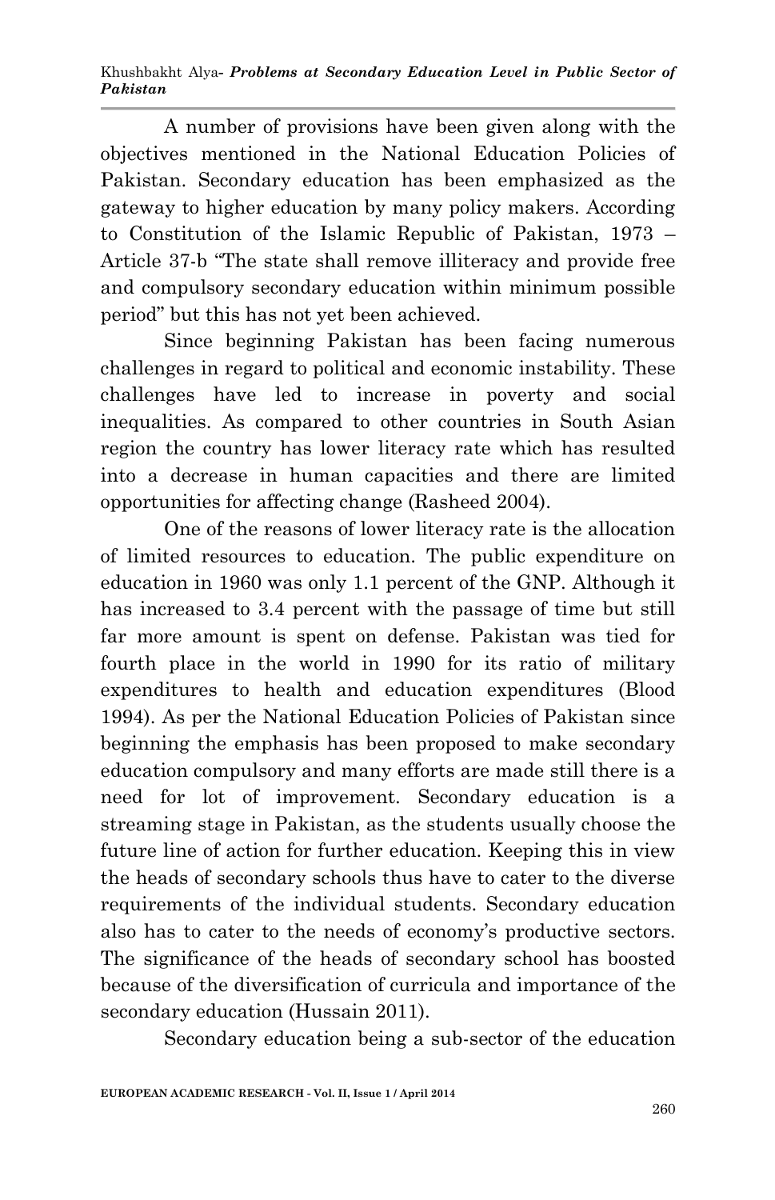A number of provisions have been given along with the objectives mentioned in the National Education Policies of Pakistan. Secondary education has been emphasized as the gateway to higher education by many policy makers. According to Constitution of the Islamic Republic of Pakistan, 1973 – Article 37-b "The state shall remove illiteracy and provide free and compulsory secondary education within minimum possible period" but this has not yet been achieved.

Since beginning Pakistan has been facing numerous challenges in regard to political and economic instability. These challenges have led to increase in poverty and social inequalities. As compared to other countries in South Asian region the country has lower literacy rate which has resulted into a decrease in human capacities and there are limited opportunities for affecting change (Rasheed 2004).

One of the reasons of lower literacy rate is the allocation of limited resources to education. The public expenditure on education in 1960 was only 1.1 percent of the GNP. Although it has increased to 3.4 percent with the passage of time but still far more amount is spent on defense. Pakistan was tied for fourth place in the world in 1990 for its ratio of military expenditures to health and education expenditures (Blood 1994). As per the National Education Policies of Pakistan since beginning the emphasis has been proposed to make secondary education compulsory and many efforts are made still there is a need for lot of improvement. Secondary education is a streaming stage in Pakistan, as the students usually choose the future line of action for further education. Keeping this in view the heads of secondary schools thus have to cater to the diverse requirements of the individual students. Secondary education also has to cater to the needs of economy's productive sectors. The significance of the heads of secondary school has boosted because of the diversification of curricula and importance of the secondary education (Hussain 2011).

Secondary education being a sub-sector of the education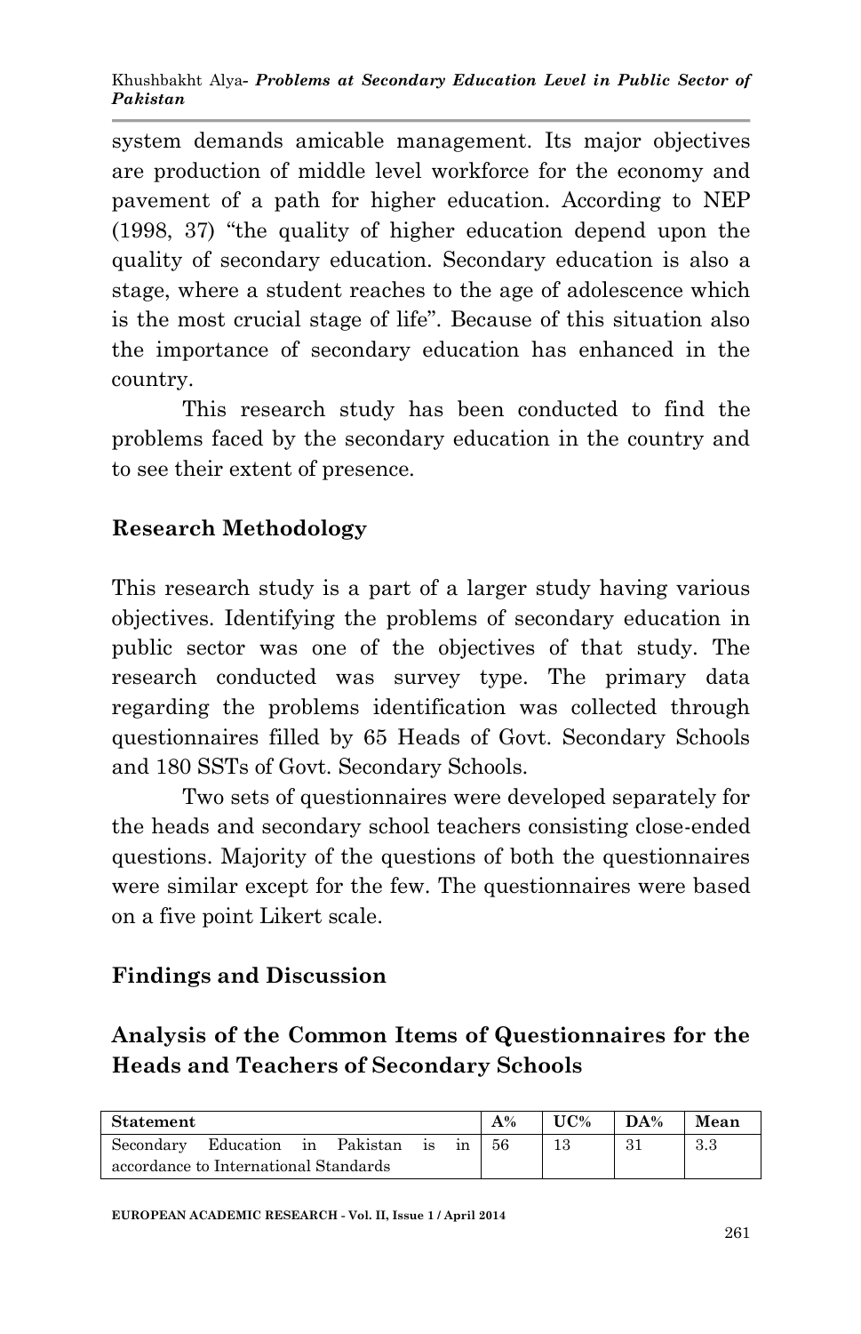system demands amicable management. Its major objectives are production of middle level workforce for the economy and pavement of a path for higher education. According to NEP (1998, 37) "the quality of higher education depend upon the quality of secondary education. Secondary education is also a stage, where a student reaches to the age of adolescence which is the most crucial stage of life". Because of this situation also the importance of secondary education has enhanced in the country.

This research study has been conducted to find the problems faced by the secondary education in the country and to see their extent of presence.

## Research Methodology

This research study is a part of a larger study having various objectives. Identifying the problems of secondary education in public sector was one of the objectives of that study. The research conducted was survey type. The primary data regarding the problems identification was collected through questionnaires filled by 65 Heads of Govt. Secondary Schools and 180 SSTs of Govt. Secondary Schools.

Two sets of questionnaires were developed separately for the heads and secondary school teachers consisting close-ended questions. Majority of the questions of both the questionnaires were similar except for the few. The questionnaires were based on a five point Likert scale.

## Findings and Discussion

### Analysis of the Common Items of Questionnaires for the Heads and Teachers of Secondary Schools

| Statement | A% | UC% | DA% | Mean |
|---|---|---|---|---|
| Secondary Education in Pakistan is in accordance to International Standards | 56 | 13 | 31 | 3.3 |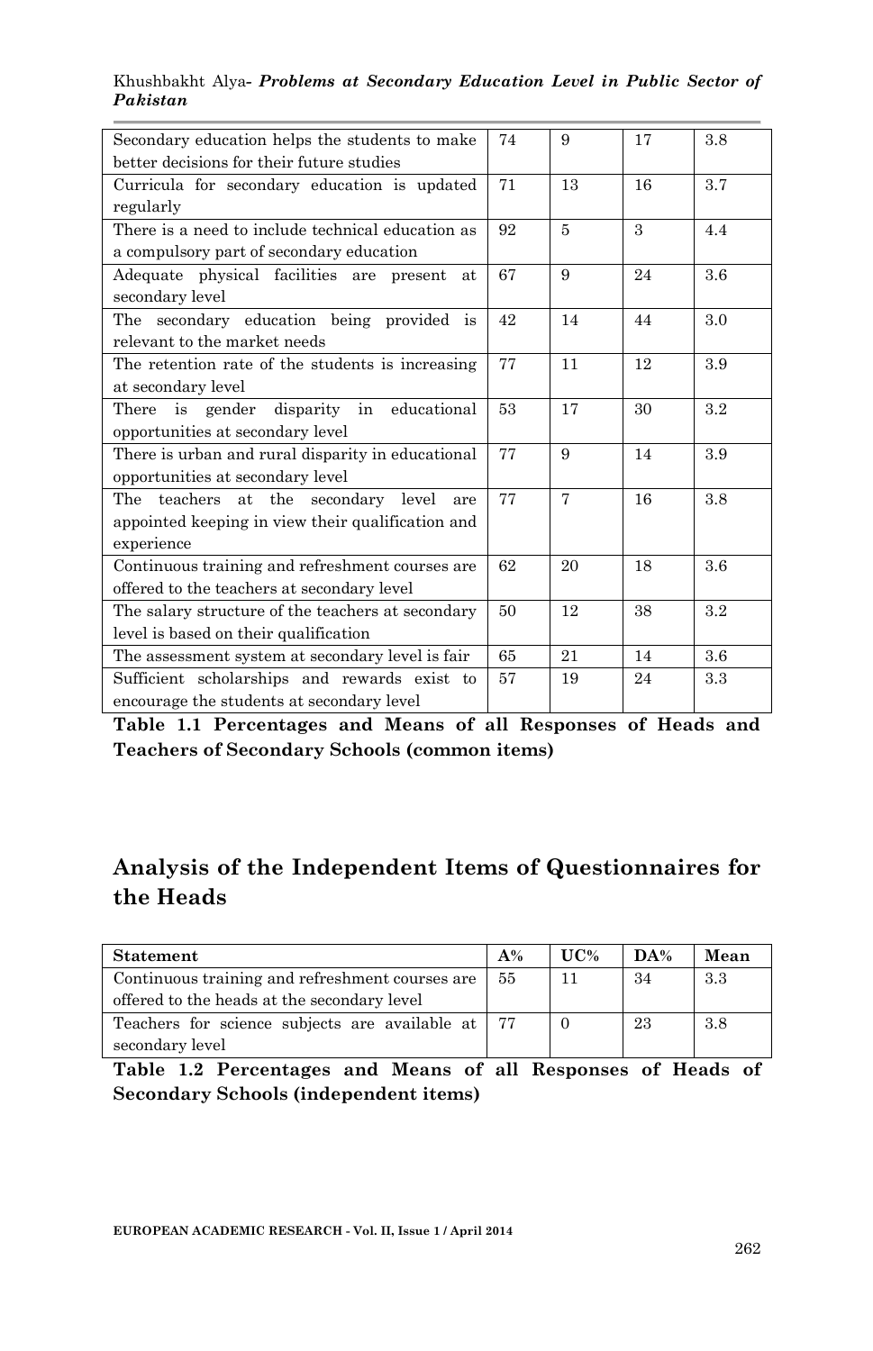| | | | | |
|---|---|---|---|---|
| Secondary education helps the students to make better decisions for their future studies | 74 | 9 | 17 | 3.8 |
| Curricula for secondary education is updated regularly | 71 | 13 | 16 | 3.7 |
| There is a need to include technical education as a compulsory part of secondary education | 92 | 5 | 3 | 4.4 |
| Adequate physical facilities are present at secondary level | 67 | 9 | 24 | 3.6 |
| The secondary education being provided is relevant to the market needs | 42 | 14 | 44 | 3.0 |
| The retention rate of the students is increasing at secondary level | 77 | 11 | 12 | 3.9 |
| There is gender disparity in educational opportunities at secondary level | 53 | 17 | 30 | 3.2 |
| There is urban and rural disparity in educational opportunities at secondary level | 77 | 9 | 14 | 3.9 |
| The teachers at the secondary level are appointed keeping in view their qualification and experience | 77 | 7 | 16 | 3.8 |
| Continuous training and refreshment courses are offered to the teachers at secondary level | 62 | 20 | 18 | 3.6 |
| The salary structure of the teachers at secondary level is based on their qualification | 50 | 12 | 38 | 3.2 |
| The assessment system at secondary level is fair | 65 | 21 | 14 | 3.6 |
| Sufficient scholarships and rewards exist to encourage the students at secondary level | 57 | 19 | 24 | 3.3 |

**Table 1.1 Percentages and Means of all Responses of Heads and Teachers of Secondary Schools (common items)**

## Analysis of the Independent Items of Questionnaires for the Heads

| Statement | A% | UC% | DA% | Mean |
|---|---|---|---|---|
| Continuous training and refreshment courses are offered to the heads at the secondary level | 55 | 11 | 34 | 3.3 |
| Teachers for science subjects are available at secondary level | 77 | 0 | 23 | 3.8 |

**Table 1.2 Percentages and Means of all Responses of Heads of Secondary Schools (independent items)**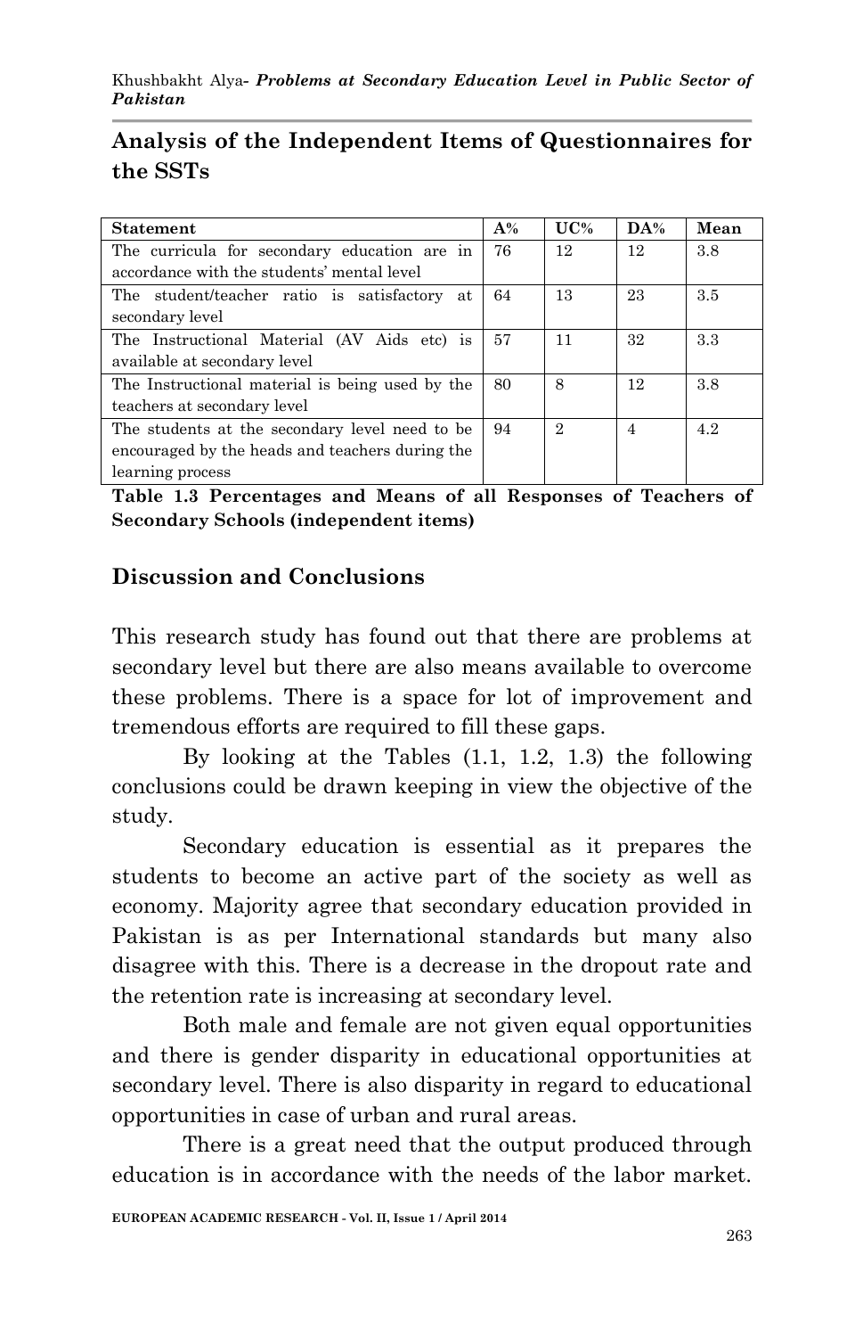## Analysis of the Independent Items of Questionnaires for the SSTs

| Statement | A% | UC% | DA% | Mean |
|---|---|---|---|---|
| The curricula for secondary education are in accordance with the students' mental level | 76 | 12 | 12 | 3.8 |
| The student/teacher ratio is satisfactory at secondary level | 64 | 13 | 23 | 3.5 |
| The Instructional Material (AV Aids etc) is available at secondary level | 57 | 11 | 32 | 3.3 |
| The Instructional material is being used by the teachers at secondary level | 80 | 8 | 12 | 3.8 |
| The students at the secondary level need to be encouraged by the heads and teachers during the learning process | 94 | 2 | 4 | 4.2 |

**Table 1.3 Percentages and Means of all Responses of Teachers of Secondary Schools (independent items)**

## Discussion and Conclusions

This research study has found out that there are problems at secondary level but there are also means available to overcome these problems. There is a space for lot of improvement and tremendous efforts are required to fill these gaps.

By looking at the Tables (1.1, 1.2, 1.3) the following conclusions could be drawn keeping in view the objective of the study.

Secondary education is essential as it prepares the students to become an active part of the society as well as economy. Majority agree that secondary education provided in Pakistan is as per International standards but many also disagree with this. There is a decrease in the dropout rate and the retention rate is increasing at secondary level.

Both male and female are not given equal opportunities and there is gender disparity in educational opportunities at secondary level. There is also disparity in regard to educational opportunities in case of urban and rural areas.

There is a great need that the output produced through education is in accordance with the needs of the labor market.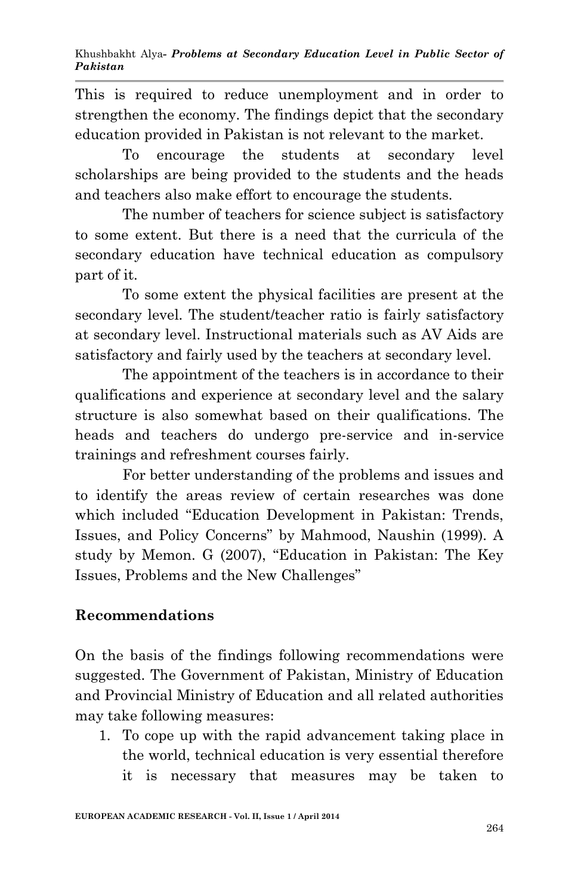This is required to reduce unemployment and in order to strengthen the economy. The findings depict that the secondary education provided in Pakistan is not relevant to the market.

To encourage the students at secondary level scholarships are being provided to the students and the heads and teachers also make effort to encourage the students.

The number of teachers for science subject is satisfactory to some extent. But there is a need that the curricula of the secondary education have technical education as compulsory part of it.

To some extent the physical facilities are present at the secondary level. The student/teacher ratio is fairly satisfactory at secondary level. Instructional materials such as AV Aids are satisfactory and fairly used by the teachers at secondary level.

The appointment of the teachers is in accordance to their qualifications and experience at secondary level and the salary structure is also somewhat based on their qualifications. The heads and teachers do undergo pre-service and in-service trainings and refreshment courses fairly.

For better understanding of the problems and issues and to identify the areas review of certain researches was done which included "Education Development in Pakistan: Trends, Issues, and Policy Concerns" by Mahmood, Naushin (1999). A study by Memon. G (2007), "Education in Pakistan: The Key Issues, Problems and the New Challenges"

## Recommendations

On the basis of the findings following recommendations were suggested. The Government of Pakistan, Ministry of Education and Provincial Ministry of Education and all related authorities may take following measures:

1. To cope up with the rapid advancement taking place in the world, technical education is very essential therefore it is necessary that measures may be taken to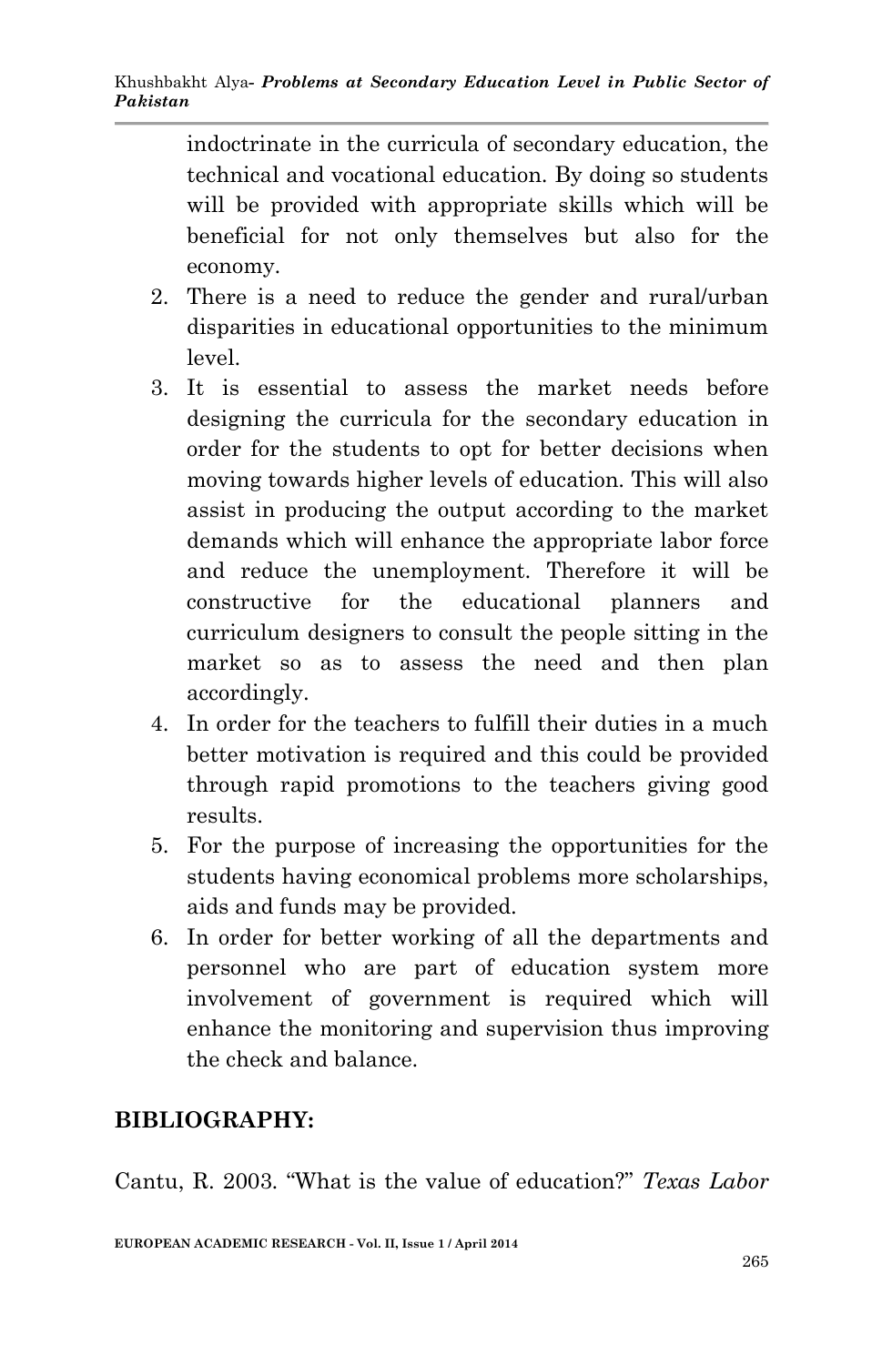indoctrinate in the curricula of secondary education, the technical and vocational education. By doing so students will be provided with appropriate skills which will be beneficial for not only themselves but also for the economy.

2. There is a need to reduce the gender and rural/urban disparities in educational opportunities to the minimum level.
3. It is essential to assess the market needs before designing the curricula for the secondary education in order for the students to opt for better decisions when moving towards higher levels of education. This will also assist in producing the output according to the market demands which will enhance the appropriate labor force and reduce the unemployment. Therefore it will be constructive for the educational planners and curriculum designers to consult the people sitting in the market so as to assess the need and then plan accordingly.
4. In order for the teachers to fulfill their duties in a much better motivation is required and this could be provided through rapid promotions to the teachers giving good results.
5. For the purpose of increasing the opportunities for the students having economical problems more scholarships, aids and funds may be provided.
6. In order for better working of all the departments and personnel who are part of education system more involvement of government is required which will enhance the monitoring and supervision thus improving the check and balance.

## BIBLIOGRAPHY:

Cantu, R. 2003. "What is the value of education?" *Texas Labor*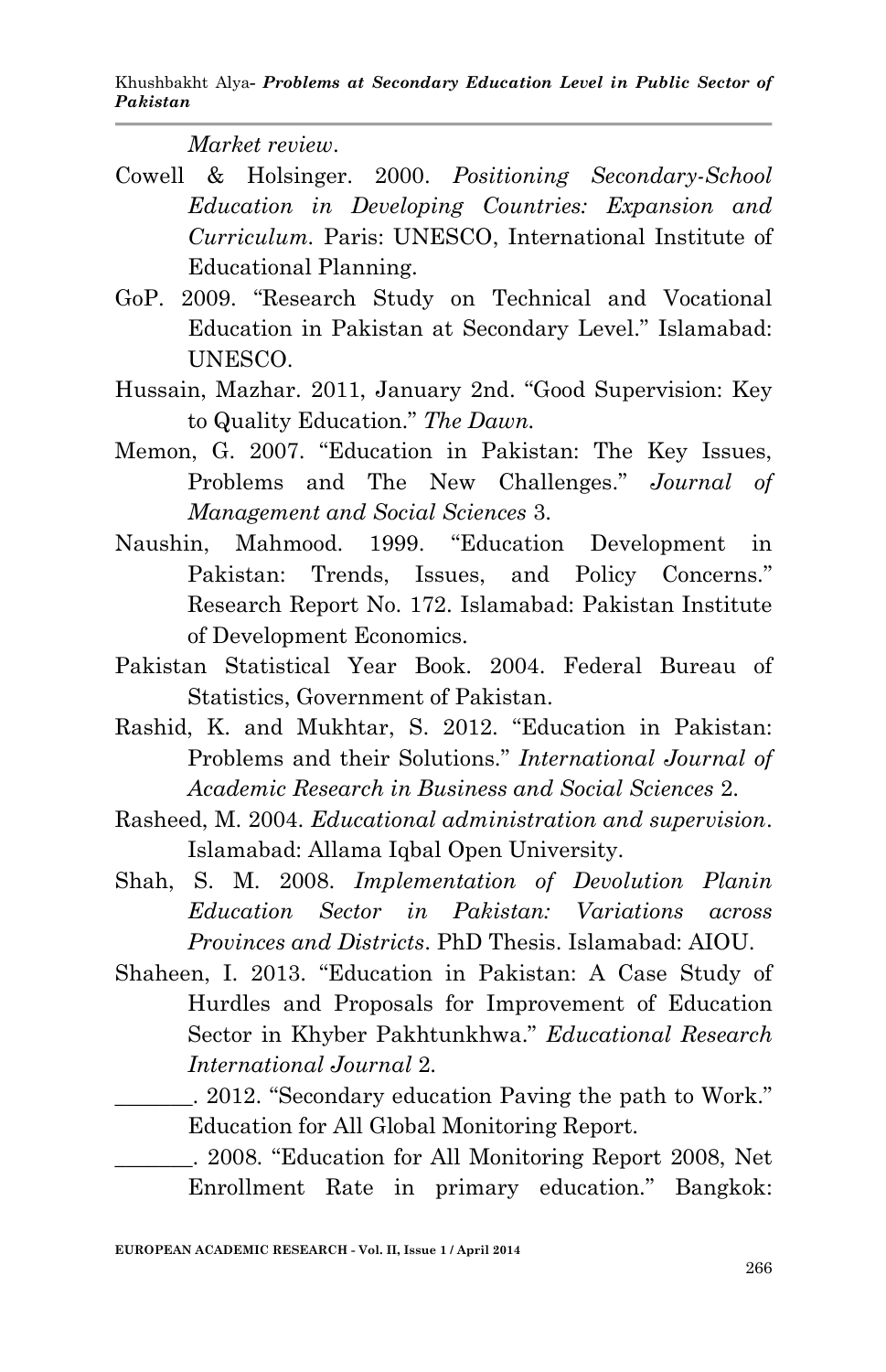*Market review*.

Cowell & Holsinger. 2000. *Positioning Secondary-School Education in Developing Countries: Expansion and Curriculum*. Paris: UNESCO, International Institute of Educational Planning.

GoP. 2009. "Research Study on Technical and Vocational Education in Pakistan at Secondary Level." Islamabad: UNESCO.

Hussain, Mazhar. 2011, January 2nd. "Good Supervision: Key to Quality Education." *The Dawn*.

Memon, G. 2007. "Education in Pakistan: The Key Issues, Problems and The New Challenges." *Journal of Management and Social Sciences* 3.

Naushin, Mahmood. 1999. "Education Development in Pakistan: Trends, Issues, and Policy Concerns." Research Report No. 172. Islamabad: Pakistan Institute of Development Economics.

Pakistan Statistical Year Book. 2004. Federal Bureau of Statistics, Government of Pakistan.

Rashid, K. and Mukhtar, S. 2012. "Education in Pakistan: Problems and their Solutions." *International Journal of Academic Research in Business and Social Sciences* 2.

Rasheed, M. 2004. *Educational administration and supervision*. Islamabad: Allama Iqbal Open University.

Shah, S. M. 2008. *Implementation of Devolution Planin Education Sector in Pakistan: Variations across Provinces and Districts*. PhD Thesis. Islamabad: AIOU.

Shaheen, I. 2013. "Education in Pakistan: A Case Study of Hurdles and Proposals for Improvement of Education Sector in Khyber Pakhtunkhwa." *Educational Research International Journal* 2.

_______. 2012. "Secondary education Paving the path to Work." Education for All Global Monitoring Report.

_______. 2008. "Education for All Monitoring Report 2008, Net Enrollment Rate in primary education." Bangkok: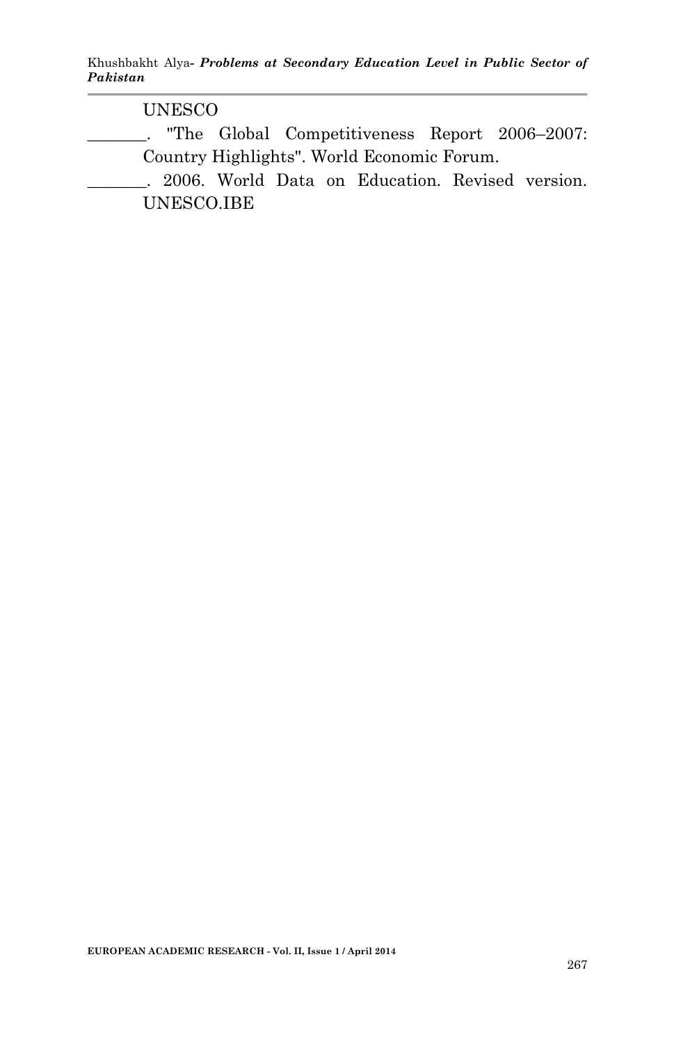UNESCO

_______. "The Global Competitiveness Report 2006–2007: Country Highlights". World Economic Forum.

_______. 2006. World Data on Education. Revised version. UNESCO.IBE